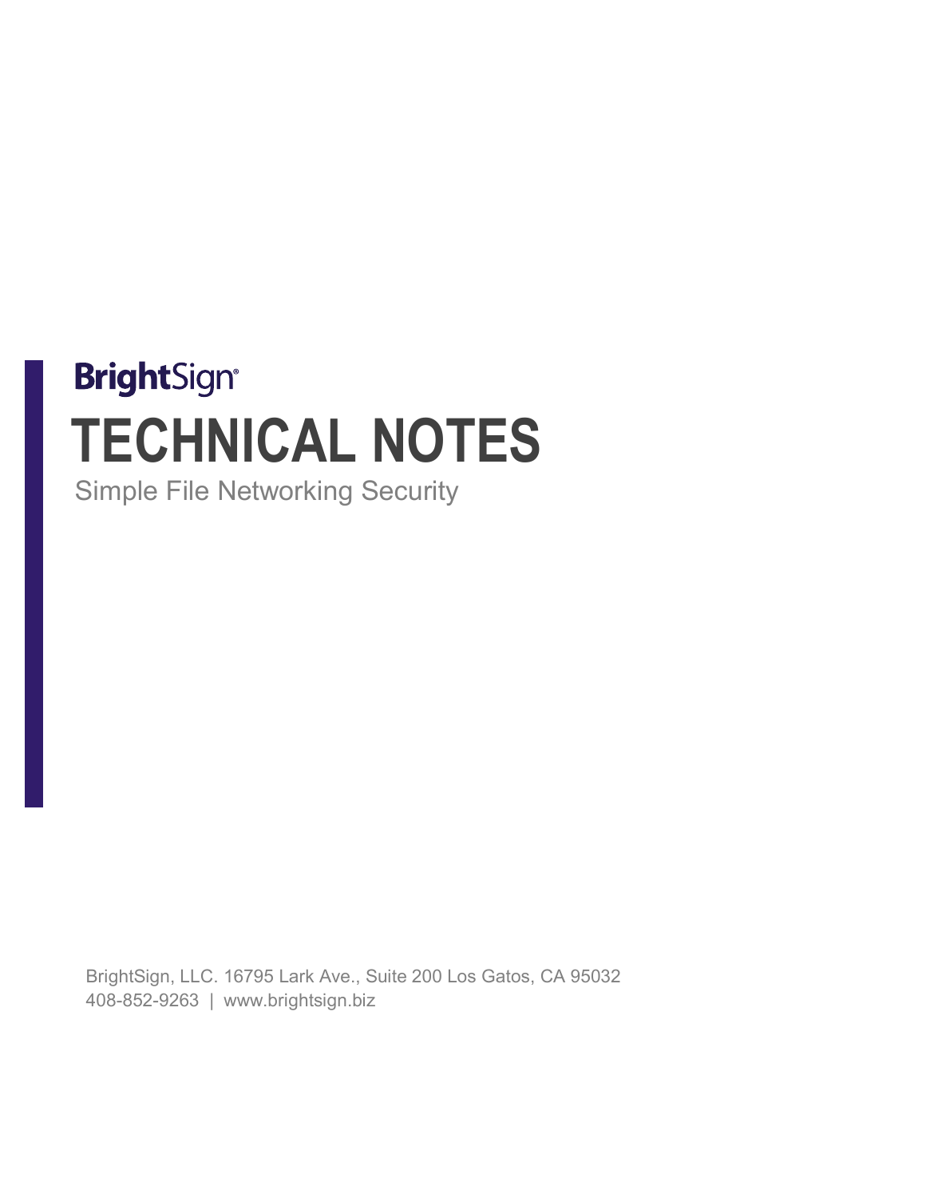BrightSign®

# TECHNICAL NOTES

Simple File Networking Security

BrightSign, LLC. 16795 Lark Ave., Suite 200 Los Gatos, CA 95032
408-852-9263 | www.brightsign.biz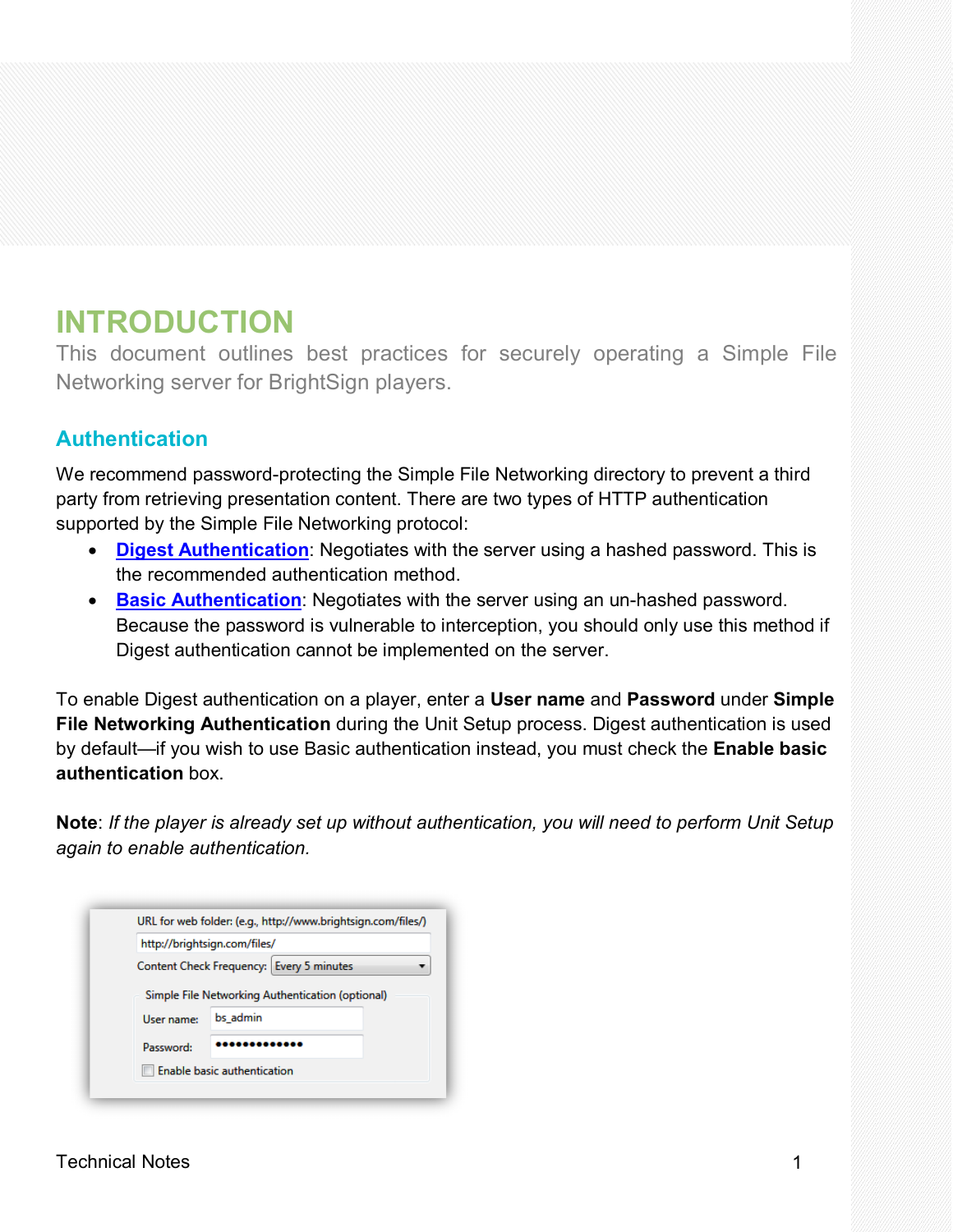# INTRODUCTION

This document outlines best practices for securely operating a Simple File Networking server for BrightSign players.

## Authentication

We recommend password-protecting the Simple File Networking directory to prevent a third party from retrieving presentation content. There are two types of HTTP authentication supported by the Simple File Networking protocol:

- **Digest Authentication**: Negotiates with the server using a hashed password. This is the recommended authentication method.
- **Basic Authentication**: Negotiates with the server using an un-hashed password. Because the password is vulnerable to interception, you should only use this method if Digest authentication cannot be implemented on the server.

To enable Digest authentication on a player, enter a **User name** and **Password** under **Simple File Networking Authentication** during the Unit Setup process. Digest authentication is used by default—if you wish to use Basic authentication instead, you must check the **Enable basic authentication** box.

**Note**: *If the player is already set up without authentication, you will need to perform Unit Setup again to enable authentication.*

URL for web folder: (e.g., http://www.brightsign.com/files/)

http://brightsign.com/files/

Content Check Frequency: Every 5 minutes

Simple File Networking Authentication (optional)

User name: bs_admin

Password: •••••••••••••

Enable basic authentication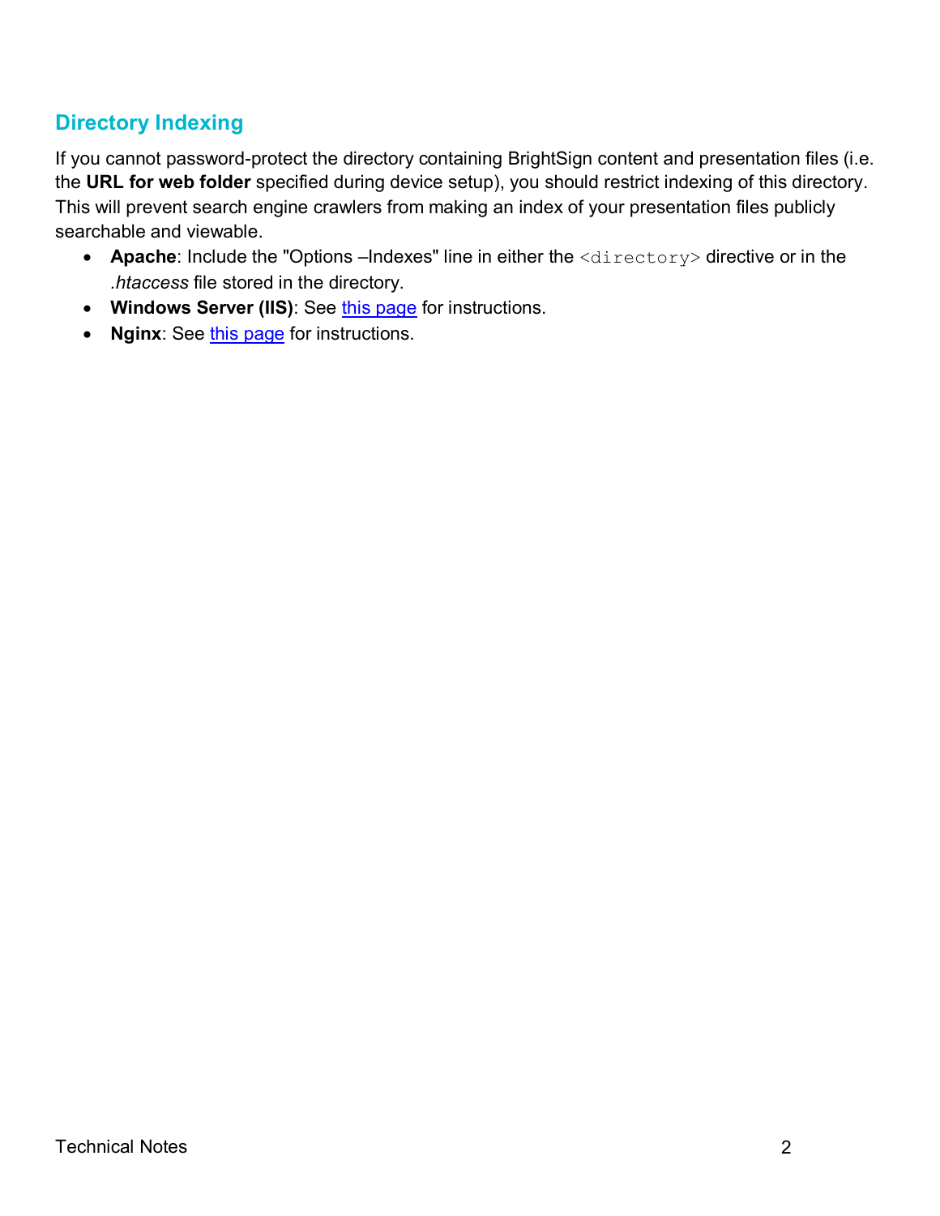## Directory Indexing

If you cannot password-protect the directory containing BrightSign content and presentation files (i.e. the **URL for web folder** specified during device setup), you should restrict indexing of this directory. This will prevent search engine crawlers from making an index of your presentation files publicly searchable and viewable.

- **Apache**: Include the "Options –Indexes" line in either the `<directory>` directive or in the *.htaccess* file stored in the directory.
- **Windows Server (IIS)**: See this page for instructions.
- **Nginx**: See this page for instructions.